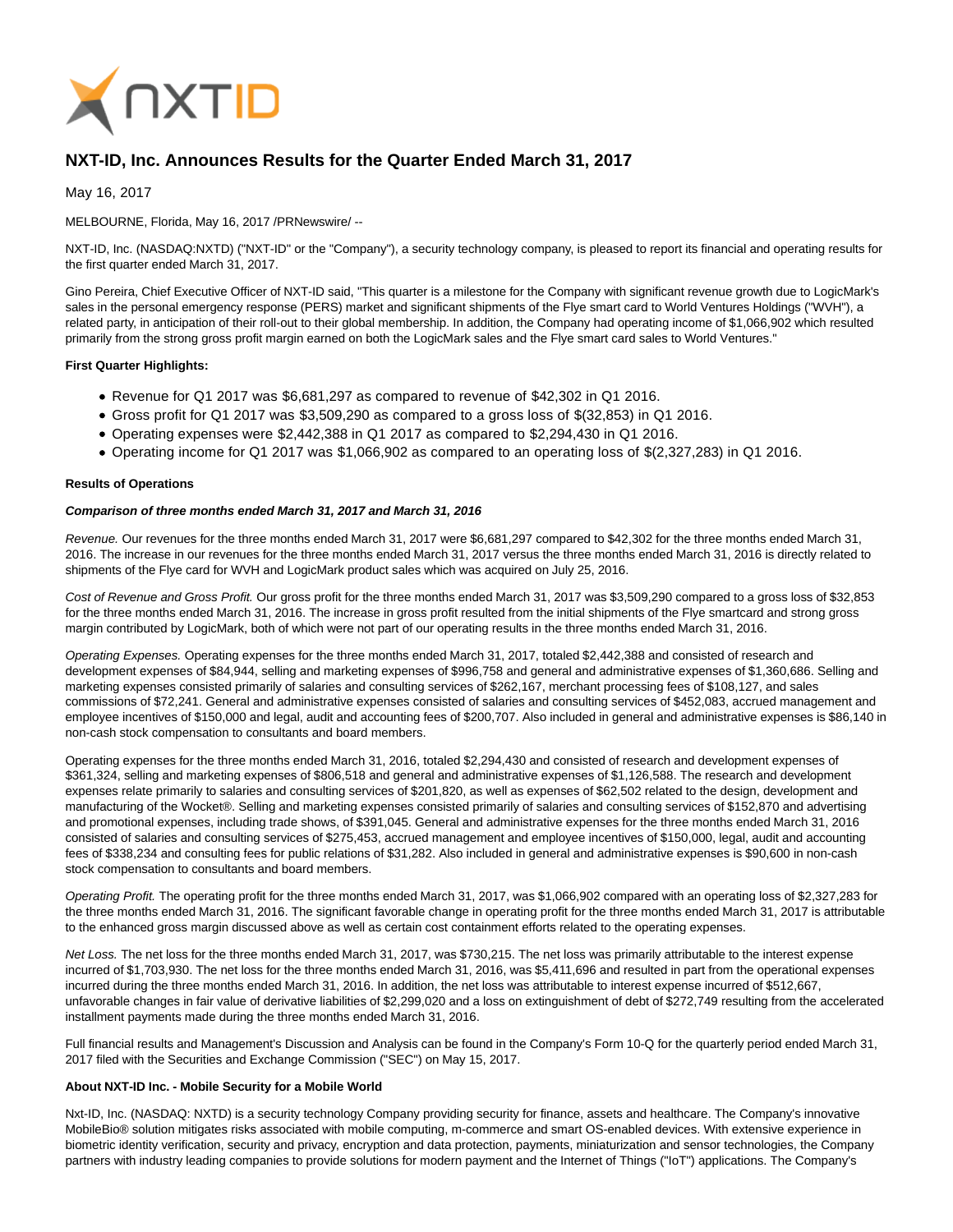# NXT-ID, Inc. Announces Results for the Quarter Ended March 31, 2017

May 16, 2017

MELBOURNE, Florida, May 16, 2017 /PRNewswire/ --

NXT-ID, Inc. (NASDAQ:NXTD) ("NXT-ID" or the "Company"), a security technology company, is pleased to report its financial and operating results for the first quarter ended March 31, 2017.

Gino Pereira, Chief Executive Officer of NXT-ID said, "This quarter is a milestone for the Company with significant revenue growth due to LogicMark's sales in the personal emergency response (PERS) market and significant shipments of the Flye smart card to World Ventures Holdings ("WVH"), a related party, in anticipation of their roll-out to their global membership. In addition, the Company had operating income of $1,066,902 which resulted primarily from the strong gross profit margin earned on both the LogicMark sales and the Flye smart card sales to World Ventures."

**First Quarter Highlights:**

- Revenue for Q1 2017 was $6,681,297 as compared to revenue of $42,302 in Q1 2016.
- Gross profit for Q1 2017 was $3,509,290 as compared to a gross loss of $(32,853) in Q1 2016.
- Operating expenses were $2,442,388 in Q1 2017 as compared to $2,294,430 in Q1 2016.
- Operating income for Q1 2017 was $1,066,902 as compared to an operating loss of $(2,327,283) in Q1 2016.

**Results of Operations**

***Comparison of three months ended March 31, 2017 and March 31, 2016***

*Revenue.* Our revenues for the three months ended March 31, 2017 were $6,681,297 compared to $42,302 for the three months ended March 31, 2016. The increase in our revenues for the three months ended March 31, 2017 versus the three months ended March 31, 2016 is directly related to shipments of the Flye card for WVH and LogicMark product sales which was acquired on July 25, 2016.

*Cost of Revenue and Gross Profit.* Our gross profit for the three months ended March 31, 2017 was $3,509,290 compared to a gross loss of $32,853 for the three months ended March 31, 2016. The increase in gross profit resulted from the initial shipments of the Flye smartcard and strong gross margin contributed by LogicMark, both of which were not part of our operating results in the three months ended March 31, 2016.

*Operating Expenses.* Operating expenses for the three months ended March 31, 2017, totaled $2,442,388 and consisted of research and development expenses of $84,944, selling and marketing expenses of $996,758 and general and administrative expenses of $1,360,686. Selling and marketing expenses consisted primarily of salaries and consulting services of $262,167, merchant processing fees of $108,127, and sales commissions of $72,241. General and administrative expenses consisted of salaries and consulting services of $452,083, accrued management and employee incentives of $150,000 and legal, audit and accounting fees of $200,707. Also included in general and administrative expenses is $86,140 in non-cash stock compensation to consultants and board members.

Operating expenses for the three months ended March 31, 2016, totaled $2,294,430 and consisted of research and development expenses of $361,324, selling and marketing expenses of $806,518 and general and administrative expenses of $1,126,588. The research and development expenses relate primarily to salaries and consulting services of $201,820, as well as expenses of $62,502 related to the design, development and manufacturing of the Wocket®. Selling and marketing expenses consisted primarily of salaries and consulting services of $152,870 and advertising and promotional expenses, including trade shows, of $391,045. General and administrative expenses for the three months ended March 31, 2016 consisted of salaries and consulting services of $275,453, accrued management and employee incentives of $150,000, legal, audit and accounting fees of $338,234 and consulting fees for public relations of $31,282. Also included in general and administrative expenses is $90,600 in non-cash stock compensation to consultants and board members.

*Operating Profit.* The operating profit for the three months ended March 31, 2017, was $1,066,902 compared with an operating loss of $2,327,283 for the three months ended March 31, 2016. The significant favorable change in operating profit for the three months ended March 31, 2017 is attributable to the enhanced gross margin discussed above as well as certain cost containment efforts related to the operating expenses.

*Net Loss.* The net loss for the three months ended March 31, 2017, was $730,215. The net loss was primarily attributable to the interest expense incurred of $1,703,930. The net loss for the three months ended March 31, 2016, was $5,411,696 and resulted in part from the operational expenses incurred during the three months ended March 31, 2016. In addition, the net loss was attributable to interest expense incurred of $512,667, unfavorable changes in fair value of derivative liabilities of $2,299,020 and a loss on extinguishment of debt of $272,749 resulting from the accelerated installment payments made during the three months ended March 31, 2016.

Full financial results and Management's Discussion and Analysis can be found in the Company's Form 10-Q for the quarterly period ended March 31, 2017 filed with the Securities and Exchange Commission ("SEC") on May 15, 2017.

**About NXT-ID Inc. - Mobile Security for a Mobile World**

Nxt-ID, Inc. (NASDAQ: NXTD) is a security technology Company providing security for finance, assets and healthcare. The Company's innovative MobileBio® solution mitigates risks associated with mobile computing, m-commerce and smart OS-enabled devices. With extensive experience in biometric identity verification, security and privacy, encryption and data protection, payments, miniaturization and sensor technologies, the Company partners with industry leading companies to provide solutions for modern payment and the Internet of Things ("IoT") applications. The Company's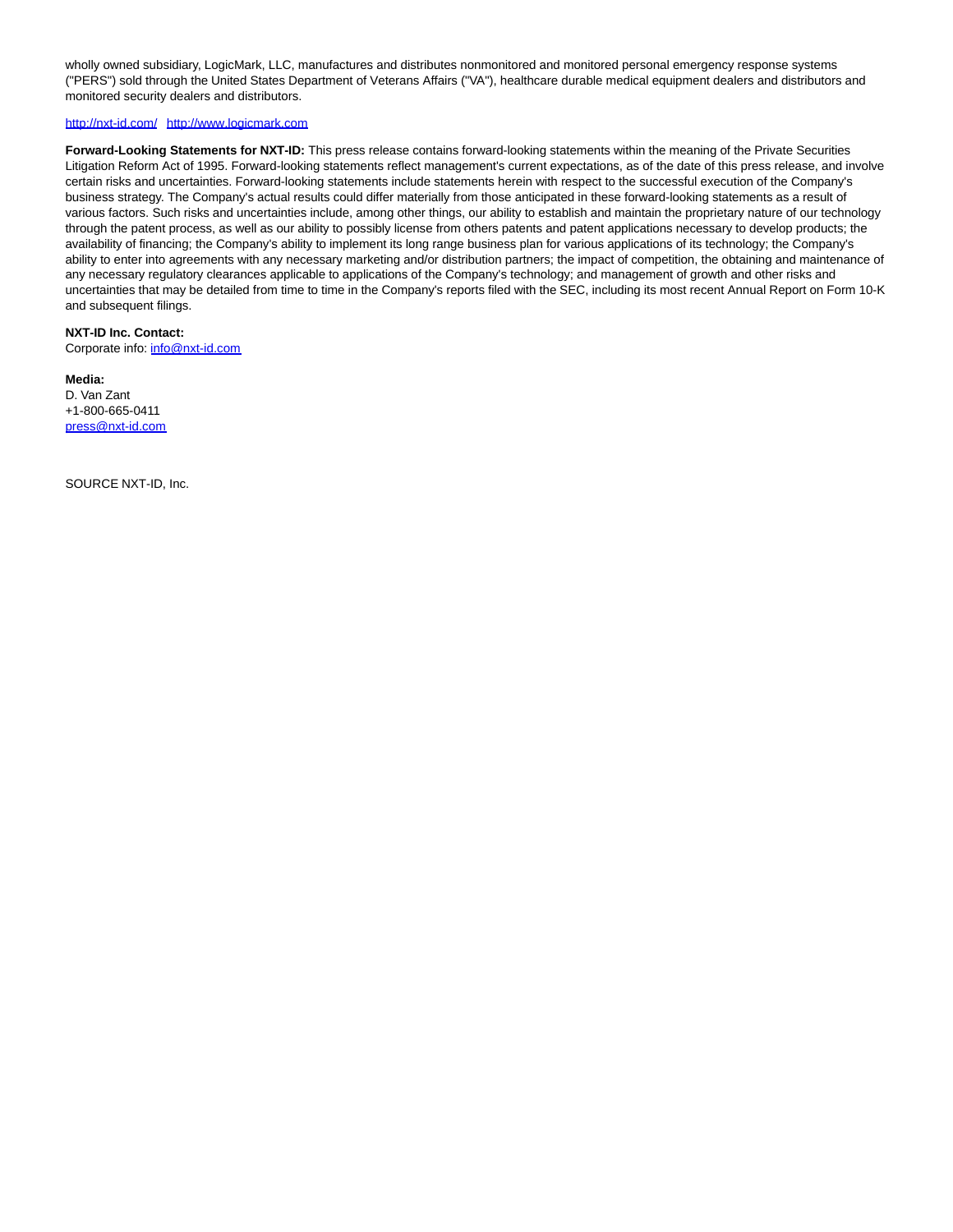wholly owned subsidiary, LogicMark, LLC, manufactures and distributes nonmonitored and monitored personal emergency response systems ("PERS") sold through the United States Department of Veterans Affairs ("VA"), healthcare durable medical equipment dealers and distributors and monitored security dealers and distributors.

http://nxt-id.com/ http://www.logicmark.com

**Forward-Looking Statements for NXT-ID:** This press release contains forward-looking statements within the meaning of the Private Securities Litigation Reform Act of 1995. Forward-looking statements reflect management's current expectations, as of the date of this press release, and involve certain risks and uncertainties. Forward-looking statements include statements herein with respect to the successful execution of the Company's business strategy. The Company's actual results could differ materially from those anticipated in these forward-looking statements as a result of various factors. Such risks and uncertainties include, among other things, our ability to establish and maintain the proprietary nature of our technology through the patent process, as well as our ability to possibly license from others patents and patent applications necessary to develop products; the availability of financing; the Company's ability to implement its long range business plan for various applications of its technology; the Company's ability to enter into agreements with any necessary marketing and/or distribution partners; the impact of competition, the obtaining and maintenance of any necessary regulatory clearances applicable to applications of the Company's technology; and management of growth and other risks and uncertainties that may be detailed from time to time in the Company's reports filed with the SEC, including its most recent Annual Report on Form 10-K and subsequent filings.

**NXT-ID Inc. Contact:**
Corporate info: info@nxt-id.com

**Media:**
D. Van Zant
+1-800-665-0411
press@nxt-id.com

SOURCE NXT-ID, Inc.